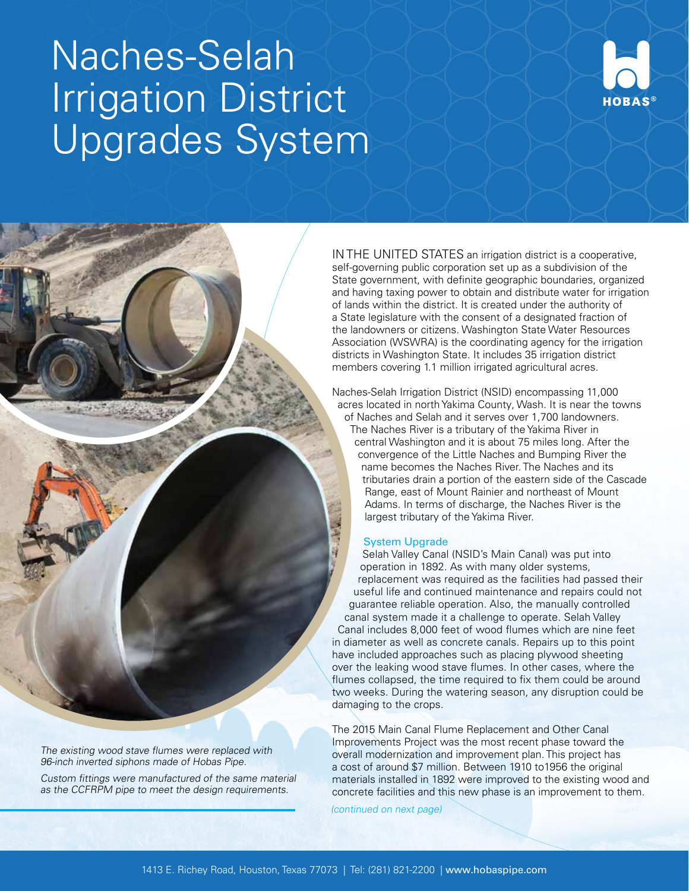# Naches-Selah Irrigation District Upgrades System

HOBAS®

*The existing wood stave flumes were replaced with 96-inch inverted siphons made of Hobas Pipe.*

*Custom fittings were manufactured of the same material as the CCFRPM pipe to meet the design requirements.*

IN THE UNITED STATES an irrigation district is a cooperative, self-governing public corporation set up as a subdivision of the State government, with definite geographic boundaries, organized and having taxing power to obtain and distribute water for irrigation of lands within the district. It is created under the authority of a State legislature with the consent of a designated fraction of the landowners or citizens. Washington State Water Resources Association (WSWRA) is the coordinating agency for the irrigation districts in Washington State. It includes 35 irrigation district members covering 1.1 million irrigated agricultural acres.

Naches-Selah Irrigation District (NSID) encompassing 11,000 acres located in north Yakima County, Wash. It is near the towns of Naches and Selah and it serves over 1,700 landowners. The Naches River is a tributary of the Yakima River in central Washington and it is about 75 miles long. After the convergence of the Little Naches and Bumping River the name becomes the Naches River. The Naches and its tributaries drain a portion of the eastern side of the Cascade Range, east of Mount Rainier and northeast of Mount Adams. In terms of discharge, the Naches River is the largest tributary of the Yakima River.

## System Upgrade

Selah Valley Canal (NSID's Main Canal) was put into operation in 1892. As with many older systems, replacement was required as the facilities had passed their useful life and continued maintenance and repairs could not guarantee reliable operation. Also, the manually controlled canal system made it a challenge to operate. Selah Valley Canal includes 8,000 feet of wood flumes which are nine feet in diameter as well as concrete canals. Repairs up to this point have included approaches such as placing plywood sheeting over the leaking wood stave flumes. In other cases, where the flumes collapsed, the time required to fix them could be around two weeks. During the watering season, any disruption could be damaging to the crops.

The 2015 Main Canal Flume Replacement and Other Canal Improvements Project was the most recent phase toward the overall modernization and improvement plan. This project has a cost of around $7 million. Between 1910 to1956 the original materials installed in 1892 were improved to the existing wood and concrete facilities and this new phase is an improvement to them.

*(continued on next page)*

1413 E. Richey Road, Houston, Texas 77073 | Tel: (281) 821-2200 | www.hobaspipe.com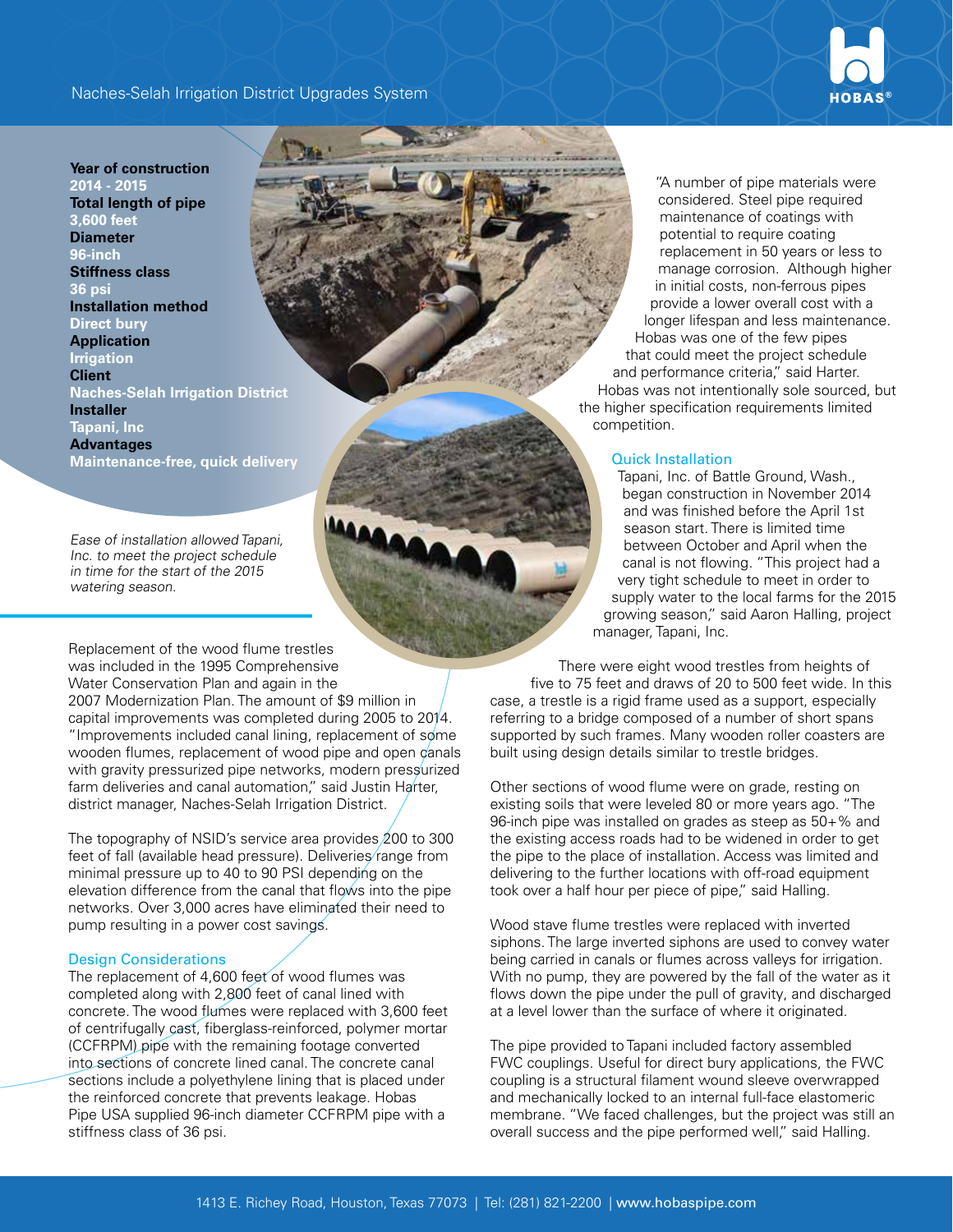# Naches-Selah Irrigation District Upgrades System

**Year of construction**
**2014 - 2015**
**Total length of pipe**
**3,600 feet**
**Diameter**
**96-inch**
**Stiffness class**
**36 psi**
**Installation method**
**Direct bury**
**Application**
**Irrigation**
**Client**
**Naches-Selah Irrigation District**
**Installer**
**Tapani, Inc**
**Advantages**
**Maintenance-free, quick delivery**

*Ease of installation allowed Tapani, Inc. to meet the project schedule in time for the start of the 2015 watering season.*

Replacement of the wood flume trestles was included in the 1995 Comprehensive Water Conservation Plan and again in the 2007 Modernization Plan. The amount of $9 million in capital improvements was completed during 2005 to 2014. "Improvements included canal lining, replacement of some wooden flumes, replacement of wood pipe and open canals with gravity pressurized pipe networks, modern pressurized farm deliveries and canal automation," said Justin Harter, district manager, Naches-Selah Irrigation District.

The topography of NSID's service area provides 200 to 300 feet of fall (available head pressure). Deliveries range from minimal pressure up to 40 to 90 PSI depending on the elevation difference from the canal that flows into the pipe networks. Over 3,000 acres have eliminated their need to pump resulting in a power cost savings.

## Design Considerations

The replacement of 4,600 feet of wood flumes was completed along with 2,800 feet of canal lined with concrete. The wood flumes were replaced with 3,600 feet of centrifugally cast, fiberglass-reinforced, polymer mortar (CCFRPM) pipe with the remaining footage converted into sections of concrete lined canal. The concrete canal sections include a polyethylene lining that is placed under the reinforced concrete that prevents leakage. Hobas Pipe USA supplied 96-inch diameter CCFRPM pipe with a stiffness class of 36 psi.

"A number of pipe materials were considered. Steel pipe required maintenance of coatings with potential to require coating replacement in 50 years or less to manage corrosion. Although higher in initial costs, non-ferrous pipes provide a lower overall cost with a longer lifespan and less maintenance. Hobas was one of the few pipes that could meet the project schedule and performance criteria," said Harter. Hobas was not intentionally sole sourced, but the higher specification requirements limited competition.

## Quick Installation

Tapani, Inc. of Battle Ground, Wash., began construction in November 2014 and was finished before the April 1st season start. There is limited time between October and April when the canal is not flowing. "This project had a very tight schedule to meet in order to supply water to the local farms for the 2015 growing season," said Aaron Halling, project manager, Tapani, Inc.

There were eight wood trestles from heights of five to 75 feet and draws of 20 to 500 feet wide. In this case, a trestle is a rigid frame used as a support, especially referring to a bridge composed of a number of short spans supported by such frames. Many wooden roller coasters are built using design details similar to trestle bridges.

Other sections of wood flume were on grade, resting on existing soils that were leveled 80 or more years ago. "The 96-inch pipe was installed on grades as steep as 50+% and the existing access roads had to be widened in order to get the pipe to the place of installation. Access was limited and delivering to the further locations with off-road equipment took over a half hour per piece of pipe," said Halling.

Wood stave flume trestles were replaced with inverted siphons. The large inverted siphons are used to convey water being carried in canals or flumes across valleys for irrigation. With no pump, they are powered by the fall of the water as it flows down the pipe under the pull of gravity, and discharged at a level lower than the surface of where it originated.

The pipe provided to Tapani included factory assembled FWC couplings. Useful for direct bury applications, the FWC coupling is a structural filament wound sleeve overwrapped and mechanically locked to an internal full-face elastomeric membrane. "We faced challenges, but the project was still an overall success and the pipe performed well," said Halling.

1413 E. Richey Road, Houston, Texas 77073 | Tel: (281) 821-2200 | www.hobaspipe.com